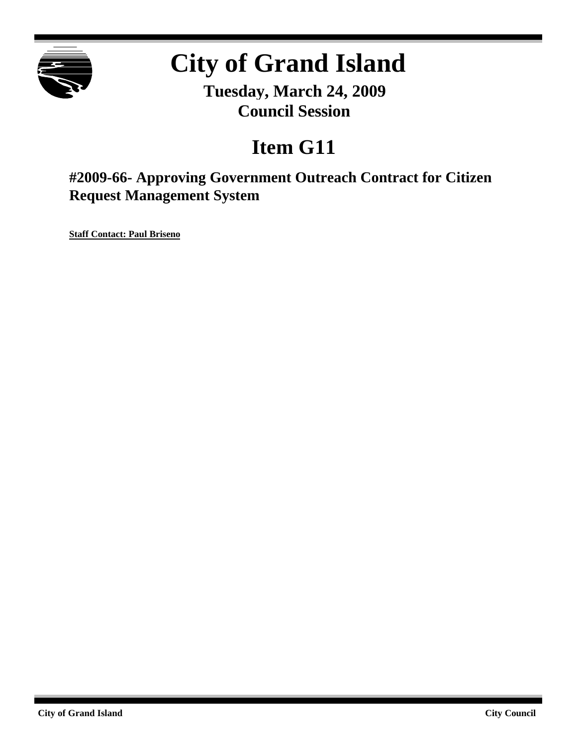# City of Grand Island

**Tuesday, March 24, 2009**
**Council Session**

# Item G11

## #2009-66- Approving Government Outreach Contract for Citizen Request Management System

**Staff Contact: Paul Briseno**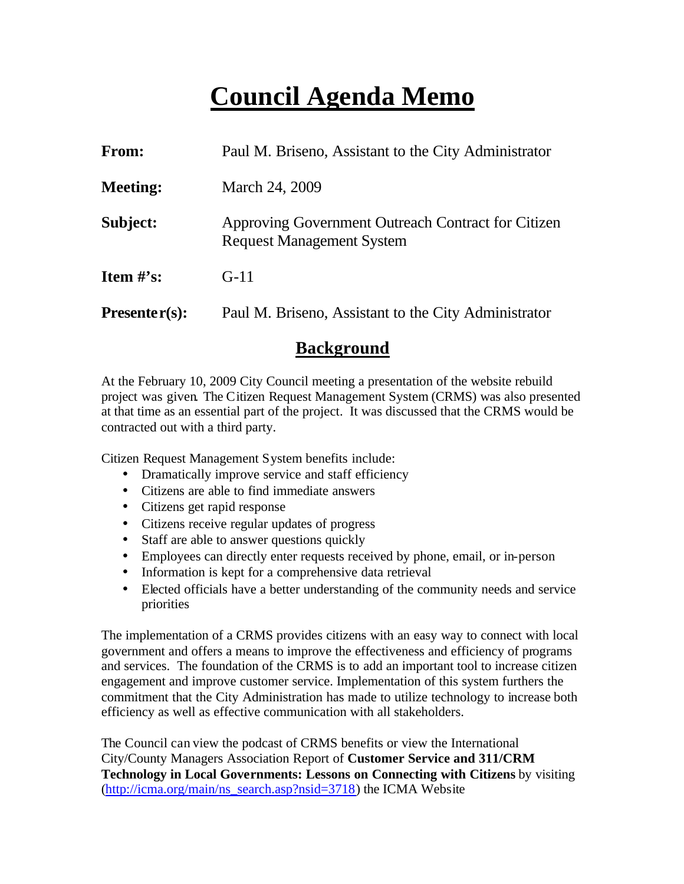# Council Agenda Memo

**From:** Paul M. Briseno, Assistant to the City Administrator

**Meeting:** March 24, 2009

**Subject:** Approving Government Outreach Contract for Citizen Request Management System

**Item #'s:** G-11

**Presenter(s):** Paul M. Briseno, Assistant to the City Administrator

## Background

At the February 10, 2009 City Council meeting a presentation of the website rebuild project was given. The Citizen Request Management System (CRMS) was also presented at that time as an essential part of the project. It was discussed that the CRMS would be contracted out with a third party.

Citizen Request Management System benefits include:

- Dramatically improve service and staff efficiency
- Citizens are able to find immediate answers
- Citizens get rapid response
- Citizens receive regular updates of progress
- Staff are able to answer questions quickly
- Employees can directly enter requests received by phone, email, or in-person
- Information is kept for a comprehensive data retrieval
- Elected officials have a better understanding of the community needs and service priorities

The implementation of a CRMS provides citizens with an easy way to connect with local government and offers a means to improve the effectiveness and efficiency of programs and services. The foundation of the CRMS is to add an important tool to increase citizen engagement and improve customer service. Implementation of this system furthers the commitment that the City Administration has made to utilize technology to increase both efficiency as well as effective communication with all stakeholders.

The Council can view the podcast of CRMS benefits or view the International City/County Managers Association Report of **Customer Service and 311/CRM Technology in Local Governments: Lessons on Connecting with Citizens** by visiting (http://icma.org/main/ns_search.asp?nsid=3718) the ICMA Website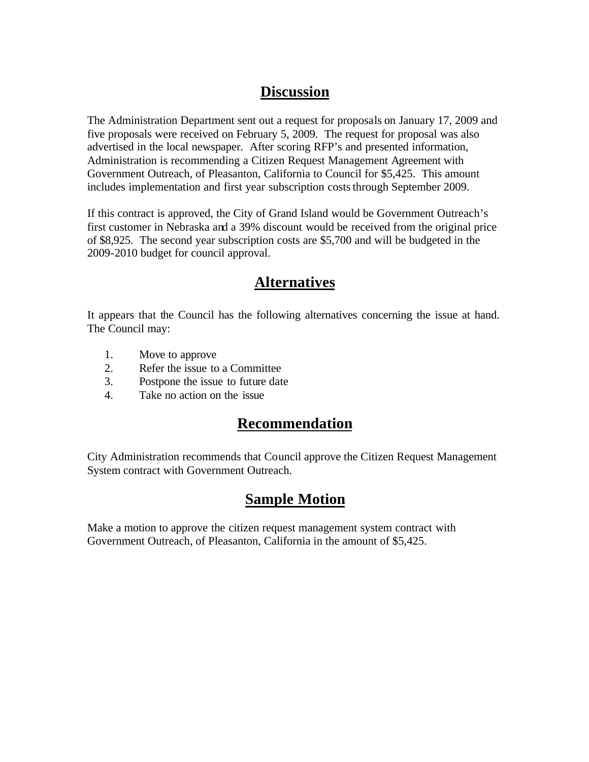## Discussion

The Administration Department sent out a request for proposals on January 17, 2009 and five proposals were received on February 5, 2009. The request for proposal was also advertised in the local newspaper. After scoring RFP's and presented information, Administration is recommending a Citizen Request Management Agreement with Government Outreach, of Pleasanton, California to Council for $5,425. This amount includes implementation and first year subscription costs through September 2009.

If this contract is approved, the City of Grand Island would be Government Outreach's first customer in Nebraska and a 39% discount would be received from the original price of $8,925. The second year subscription costs are $5,700 and will be budgeted in the 2009-2010 budget for council approval.

## Alternatives

It appears that the Council has the following alternatives concerning the issue at hand. The Council may:

1. Move to approve
2. Refer the issue to a Committee
3. Postpone the issue to future date
4. Take no action on the issue

## Recommendation

City Administration recommends that Council approve the Citizen Request Management System contract with Government Outreach.

## Sample Motion

Make a motion to approve the citizen request management system contract with Government Outreach, of Pleasanton, California in the amount of $5,425.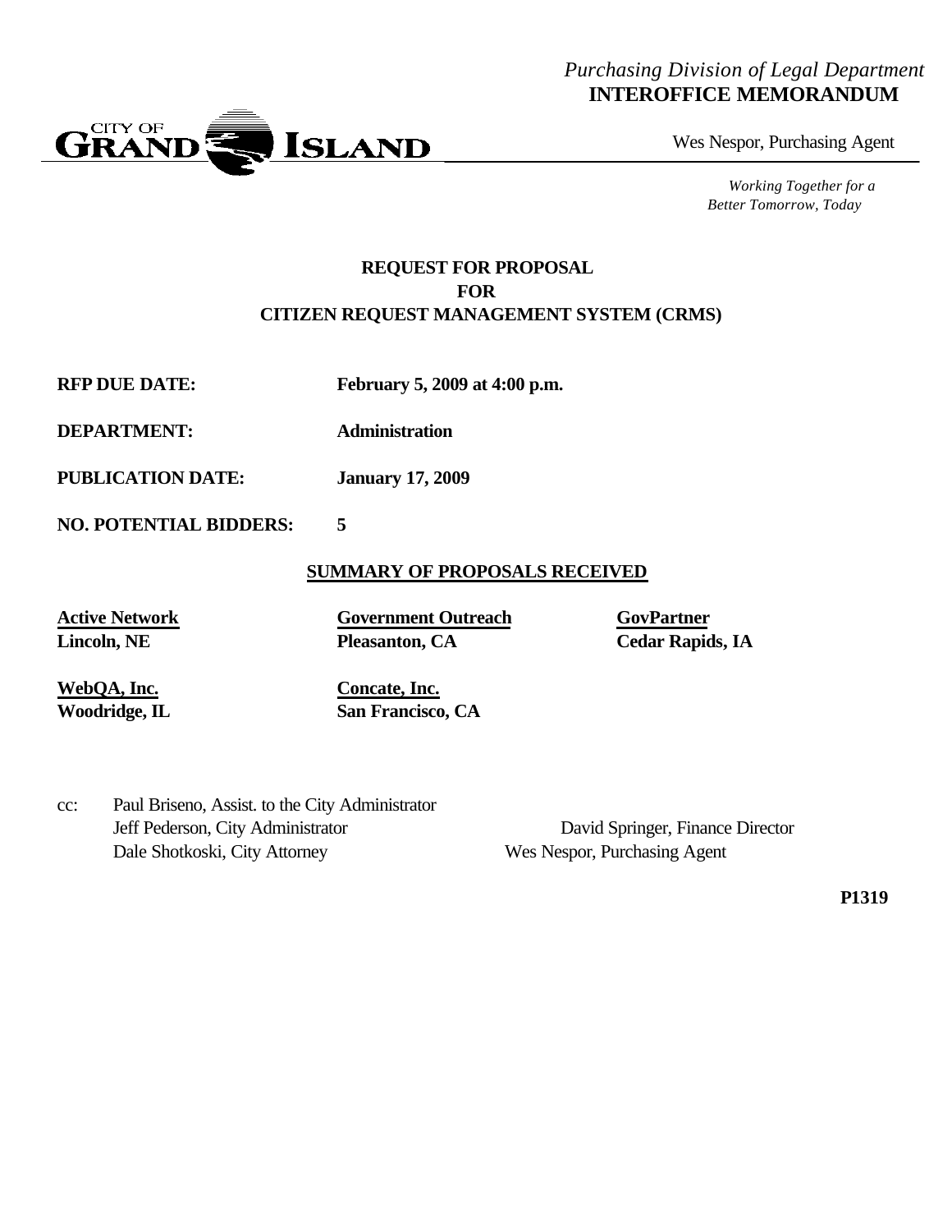*Purchasing Division of Legal Department*
**INTEROFFICE MEMORANDUM**

Wes Nespor, Purchasing Agent

*Working Together for a Better Tomorrow, Today*

## REQUEST FOR PROPOSAL FOR CITIZEN REQUEST MANAGEMENT SYSTEM (CRMS)

**RFP DUE DATE:** **February 5, 2009 at 4:00 p.m.**

**DEPARTMENT:** **Administration**

**PUBLICATION DATE:** **January 17, 2009**

**NO. POTENTIAL BIDDERS:** **5**

### SUMMARY OF PROPOSALS RECEIVED

**Active Network**
**Lincoln, NE**

**Government Outreach**
**Pleasanton, CA**

**GovPartner**
**Cedar Rapids, IA**

**WebQA, Inc.**
**Woodridge, IL**

**Concate, Inc.**
**San Francisco, CA**

cc: Paul Briseno, Assist. to the City Administrator
Jeff Pederson, City Administrator
David Springer, Finance Director
Dale Shotkoski, City Attorney
Wes Nespor, Purchasing Agent

**P1319**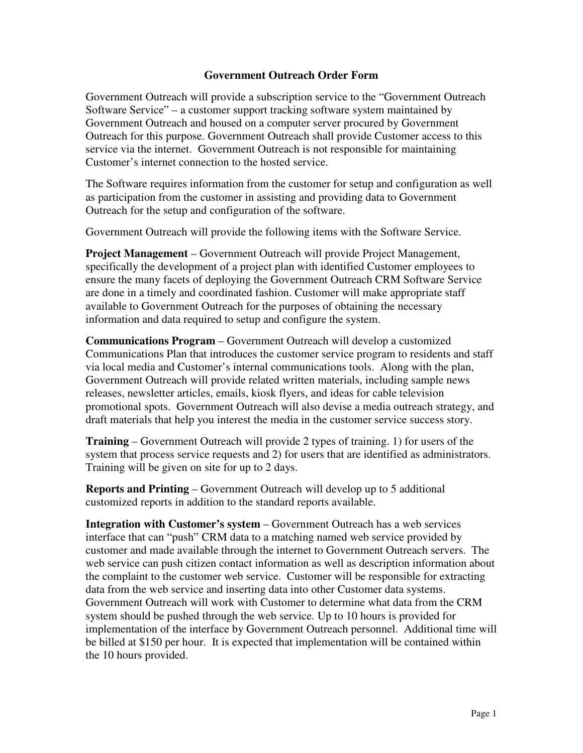# Government Outreach Order Form

Government Outreach will provide a subscription service to the "Government Outreach Software Service" – a customer support tracking software system maintained by Government Outreach and housed on a computer server procured by Government Outreach for this purpose. Government Outreach shall provide Customer access to this service via the internet. Government Outreach is not responsible for maintaining Customer's internet connection to the hosted service.

The Software requires information from the customer for setup and configuration as well as participation from the customer in assisting and providing data to Government Outreach for the setup and configuration of the software.

Government Outreach will provide the following items with the Software Service.

**Project Management** – Government Outreach will provide Project Management, specifically the development of a project plan with identified Customer employees to ensure the many facets of deploying the Government Outreach CRM Software Service are done in a timely and coordinated fashion. Customer will make appropriate staff available to Government Outreach for the purposes of obtaining the necessary information and data required to setup and configure the system.

**Communications Program** – Government Outreach will develop a customized Communications Plan that introduces the customer service program to residents and staff via local media and Customer's internal communications tools. Along with the plan, Government Outreach will provide related written materials, including sample news releases, newsletter articles, emails, kiosk flyers, and ideas for cable television promotional spots. Government Outreach will also devise a media outreach strategy, and draft materials that help you interest the media in the customer service success story.

**Training** – Government Outreach will provide 2 types of training. 1) for users of the system that process service requests and 2) for users that are identified as administrators. Training will be given on site for up to 2 days.

**Reports and Printing** – Government Outreach will develop up to 5 additional customized reports in addition to the standard reports available.

**Integration with Customer's system** – Government Outreach has a web services interface that can "push" CRM data to a matching named web service provided by customer and made available through the internet to Government Outreach servers. The web service can push citizen contact information as well as description information about the complaint to the customer web service. Customer will be responsible for extracting data from the web service and inserting data into other Customer data systems. Government Outreach will work with Customer to determine what data from the CRM system should be pushed through the web service. Up to 10 hours is provided for implementation of the interface by Government Outreach personnel. Additional time will be billed at $150 per hour. It is expected that implementation will be contained within the 10 hours provided.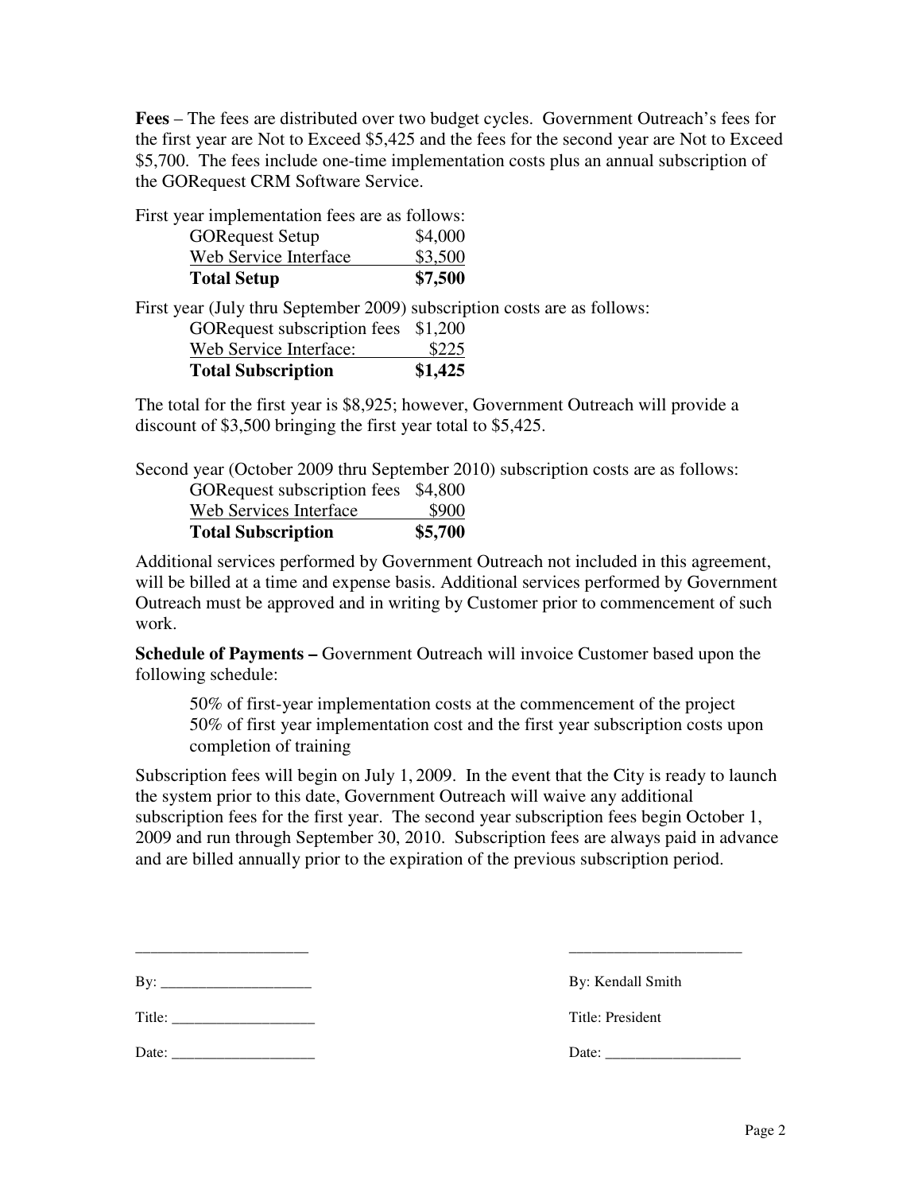**Fees** – The fees are distributed over two budget cycles. Government Outreach's fees for the first year are Not to Exceed $5,425 and the fees for the second year are Not to Exceed $5,700. The fees include one-time implementation costs plus an annual subscription of the GORequest CRM Software Service.

First year implementation fees are as follows:

| | |
|---|---|
| GORequest Setup | $4,000 |
| Web Service Interface | $3,500 |
| **Total Setup** | **$7,500** |

First year (July thru September 2009) subscription costs are as follows:

| | |
|---|---|
| GORequest subscription fees | $1,200 |
| Web Service Interface: | $225 |
| **Total Subscription** | **$1,425** |

The total for the first year is $8,925; however, Government Outreach will provide a discount of $3,500 bringing the first year total to $5,425.

Second year (October 2009 thru September 2010) subscription costs are as follows:

| | |
|---|---|
| GORequest subscription fees | $4,800 |
| Web Services Interface | $900 |
| **Total Subscription** | **$5,700** |

Additional services performed by Government Outreach not included in this agreement, will be billed at a time and expense basis. Additional services performed by Government Outreach must be approved and in writing by Customer prior to commencement of such work.

**Schedule of Payments –** Government Outreach will invoice Customer based upon the following schedule:

> 50% of first-year implementation costs at the commencement of the project
> 50% of first year implementation cost and the first year subscription costs upon completion of training

Subscription fees will begin on July 1, 2009. In the event that the City is ready to launch the system prior to this date, Government Outreach will waive any additional subscription fees for the first year. The second year subscription fees begin October 1, 2009 and run through September 30, 2010. Subscription fees are always paid in advance and are billed annually prior to the expiration of the previous subscription period.

| | |
|---|---|
| ____________________ | ____________________ |
| By: ____________________ | By: Kendall Smith |
| Title: ____________________ | Title: President |
| Date: ____________________ | Date: ____________________ |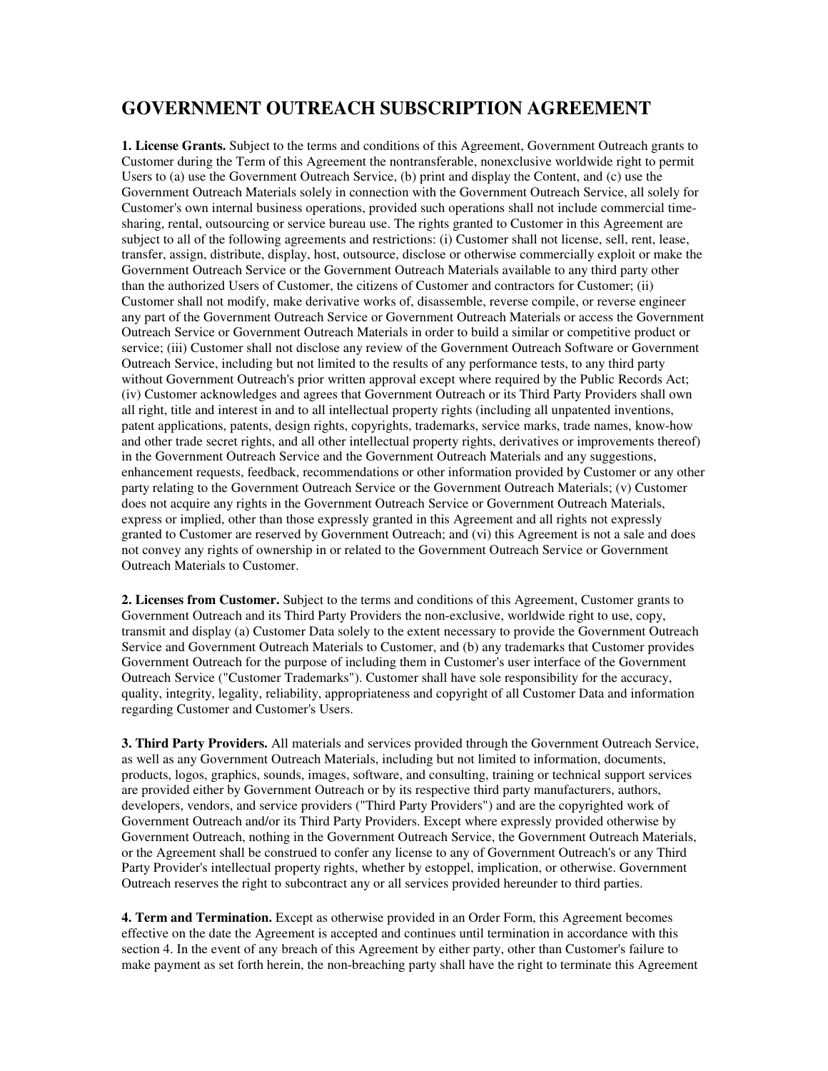# GOVERNMENT OUTREACH SUBSCRIPTION AGREEMENT

**1. License Grants.** Subject to the terms and conditions of this Agreement, Government Outreach grants to Customer during the Term of this Agreement the nontransferable, nonexclusive worldwide right to permit Users to (a) use the Government Outreach Service, (b) print and display the Content, and (c) use the Government Outreach Materials solely in connection with the Government Outreach Service, all solely for Customer's own internal business operations, provided such operations shall not include commercial time-sharing, rental, outsourcing or service bureau use. The rights granted to Customer in this Agreement are subject to all of the following agreements and restrictions: (i) Customer shall not license, sell, rent, lease, transfer, assign, distribute, display, host, outsource, disclose or otherwise commercially exploit or make the Government Outreach Service or the Government Outreach Materials available to any third party other than the authorized Users of Customer, the citizens of Customer and contractors for Customer; (ii) Customer shall not modify, make derivative works of, disassemble, reverse compile, or reverse engineer any part of the Government Outreach Service or Government Outreach Materials or access the Government Outreach Service or Government Outreach Materials in order to build a similar or competitive product or service; (iii) Customer shall not disclose any review of the Government Outreach Software or Government Outreach Service, including but not limited to the results of any performance tests, to any third party without Government Outreach's prior written approval except where required by the Public Records Act; (iv) Customer acknowledges and agrees that Government Outreach or its Third Party Providers shall own all right, title and interest in and to all intellectual property rights (including all unpatented inventions, patent applications, patents, design rights, copyrights, trademarks, service marks, trade names, know-how and other trade secret rights, and all other intellectual property rights, derivatives or improvements thereof) in the Government Outreach Service and the Government Outreach Materials and any suggestions, enhancement requests, feedback, recommendations or other information provided by Customer or any other party relating to the Government Outreach Service or the Government Outreach Materials; (v) Customer does not acquire any rights in the Government Outreach Service or Government Outreach Materials, express or implied, other than those expressly granted in this Agreement and all rights not expressly granted to Customer are reserved by Government Outreach; and (vi) this Agreement is not a sale and does not convey any rights of ownership in or related to the Government Outreach Service or Government Outreach Materials to Customer.

**2. Licenses from Customer.** Subject to the terms and conditions of this Agreement, Customer grants to Government Outreach and its Third Party Providers the non-exclusive, worldwide right to use, copy, transmit and display (a) Customer Data solely to the extent necessary to provide the Government Outreach Service and Government Outreach Materials to Customer, and (b) any trademarks that Customer provides Government Outreach for the purpose of including them in Customer's user interface of the Government Outreach Service ("Customer Trademarks"). Customer shall have sole responsibility for the accuracy, quality, integrity, legality, reliability, appropriateness and copyright of all Customer Data and information regarding Customer and Customer's Users.

**3. Third Party Providers.** All materials and services provided through the Government Outreach Service, as well as any Government Outreach Materials, including but not limited to information, documents, products, logos, graphics, sounds, images, software, and consulting, training or technical support services are provided either by Government Outreach or by its respective third party manufacturers, authors, developers, vendors, and service providers ("Third Party Providers") and are the copyrighted work of Government Outreach and/or its Third Party Providers. Except where expressly provided otherwise by Government Outreach, nothing in the Government Outreach Service, the Government Outreach Materials, or the Agreement shall be construed to confer any license to any of Government Outreach's or any Third Party Provider's intellectual property rights, whether by estoppel, implication, or otherwise. Government Outreach reserves the right to subcontract any or all services provided hereunder to third parties.

**4. Term and Termination.** Except as otherwise provided in an Order Form, this Agreement becomes effective on the date the Agreement is accepted and continues until termination in accordance with this section 4. In the event of any breach of this Agreement by either party, other than Customer's failure to make payment as set forth herein, the non-breaching party shall have the right to terminate this Agreement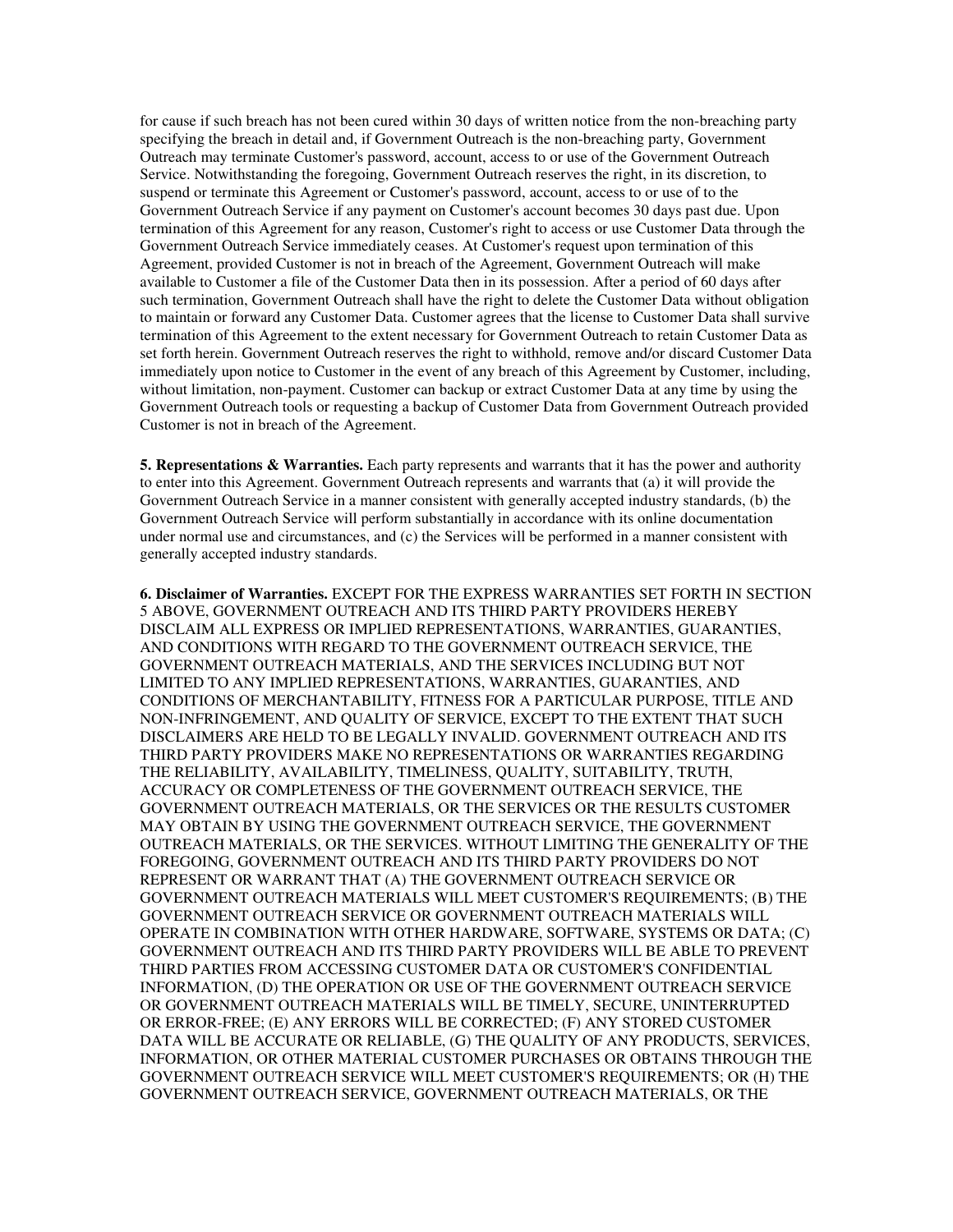for cause if such breach has not been cured within 30 days of written notice from the non-breaching party specifying the breach in detail and, if Government Outreach is the non-breaching party, Government Outreach may terminate Customer's password, account, access to or use of the Government Outreach Service. Notwithstanding the foregoing, Government Outreach reserves the right, in its discretion, to suspend or terminate this Agreement or Customer's password, account, access to or use of to the Government Outreach Service if any payment on Customer's account becomes 30 days past due. Upon termination of this Agreement for any reason, Customer's right to access or use Customer Data through the Government Outreach Service immediately ceases. At Customer's request upon termination of this Agreement, provided Customer is not in breach of the Agreement, Government Outreach will make available to Customer a file of the Customer Data then in its possession. After a period of 60 days after such termination, Government Outreach shall have the right to delete the Customer Data without obligation to maintain or forward any Customer Data. Customer agrees that the license to Customer Data shall survive termination of this Agreement to the extent necessary for Government Outreach to retain Customer Data as set forth herein. Government Outreach reserves the right to withhold, remove and/or discard Customer Data immediately upon notice to Customer in the event of any breach of this Agreement by Customer, including, without limitation, non-payment. Customer can backup or extract Customer Data at any time by using the Government Outreach tools or requesting a backup of Customer Data from Government Outreach provided Customer is not in breach of the Agreement.

**5. Representations & Warranties.** Each party represents and warrants that it has the power and authority to enter into this Agreement. Government Outreach represents and warrants that (a) it will provide the Government Outreach Service in a manner consistent with generally accepted industry standards, (b) the Government Outreach Service will perform substantially in accordance with its online documentation under normal use and circumstances, and (c) the Services will be performed in a manner consistent with generally accepted industry standards.

**6. Disclaimer of Warranties.** EXCEPT FOR THE EXPRESS WARRANTIES SET FORTH IN SECTION 5 ABOVE, GOVERNMENT OUTREACH AND ITS THIRD PARTY PROVIDERS HEREBY DISCLAIM ALL EXPRESS OR IMPLIED REPRESENTATIONS, WARRANTIES, GUARANTIES, AND CONDITIONS WITH REGARD TO THE GOVERNMENT OUTREACH SERVICE, THE GOVERNMENT OUTREACH MATERIALS, AND THE SERVICES INCLUDING BUT NOT LIMITED TO ANY IMPLIED REPRESENTATIONS, WARRANTIES, GUARANTIES, AND CONDITIONS OF MERCHANTABILITY, FITNESS FOR A PARTICULAR PURPOSE, TITLE AND NON-INFRINGEMENT, AND QUALITY OF SERVICE, EXCEPT TO THE EXTENT THAT SUCH DISCLAIMERS ARE HELD TO BE LEGALLY INVALID. GOVERNMENT OUTREACH AND ITS THIRD PARTY PROVIDERS MAKE NO REPRESENTATIONS OR WARRANTIES REGARDING THE RELIABILITY, AVAILABILITY, TIMELINESS, QUALITY, SUITABILITY, TRUTH, ACCURACY OR COMPLETENESS OF THE GOVERNMENT OUTREACH SERVICE, THE GOVERNMENT OUTREACH MATERIALS, OR THE SERVICES OR THE RESULTS CUSTOMER MAY OBTAIN BY USING THE GOVERNMENT OUTREACH SERVICE, THE GOVERNMENT OUTREACH MATERIALS, OR THE SERVICES. WITHOUT LIMITING THE GENERALITY OF THE FOREGOING, GOVERNMENT OUTREACH AND ITS THIRD PARTY PROVIDERS DO NOT REPRESENT OR WARRANT THAT (A) THE GOVERNMENT OUTREACH SERVICE OR GOVERNMENT OUTREACH MATERIALS WILL MEET CUSTOMER'S REQUIREMENTS; (B) THE GOVERNMENT OUTREACH SERVICE OR GOVERNMENT OUTREACH MATERIALS WILL OPERATE IN COMBINATION WITH OTHER HARDWARE, SOFTWARE, SYSTEMS OR DATA; (C) GOVERNMENT OUTREACH AND ITS THIRD PARTY PROVIDERS WILL BE ABLE TO PREVENT THIRD PARTIES FROM ACCESSING CUSTOMER DATA OR CUSTOMER'S CONFIDENTIAL INFORMATION, (D) THE OPERATION OR USE OF THE GOVERNMENT OUTREACH SERVICE OR GOVERNMENT OUTREACH MATERIALS WILL BE TIMELY, SECURE, UNINTERRUPTED OR ERROR-FREE; (E) ANY ERRORS WILL BE CORRECTED; (F) ANY STORED CUSTOMER DATA WILL BE ACCURATE OR RELIABLE, (G) THE QUALITY OF ANY PRODUCTS, SERVICES, INFORMATION, OR OTHER MATERIAL CUSTOMER PURCHASES OR OBTAINS THROUGH THE GOVERNMENT OUTREACH SERVICE WILL MEET CUSTOMER'S REQUIREMENTS; OR (H) THE GOVERNMENT OUTREACH SERVICE, GOVERNMENT OUTREACH MATERIALS, OR THE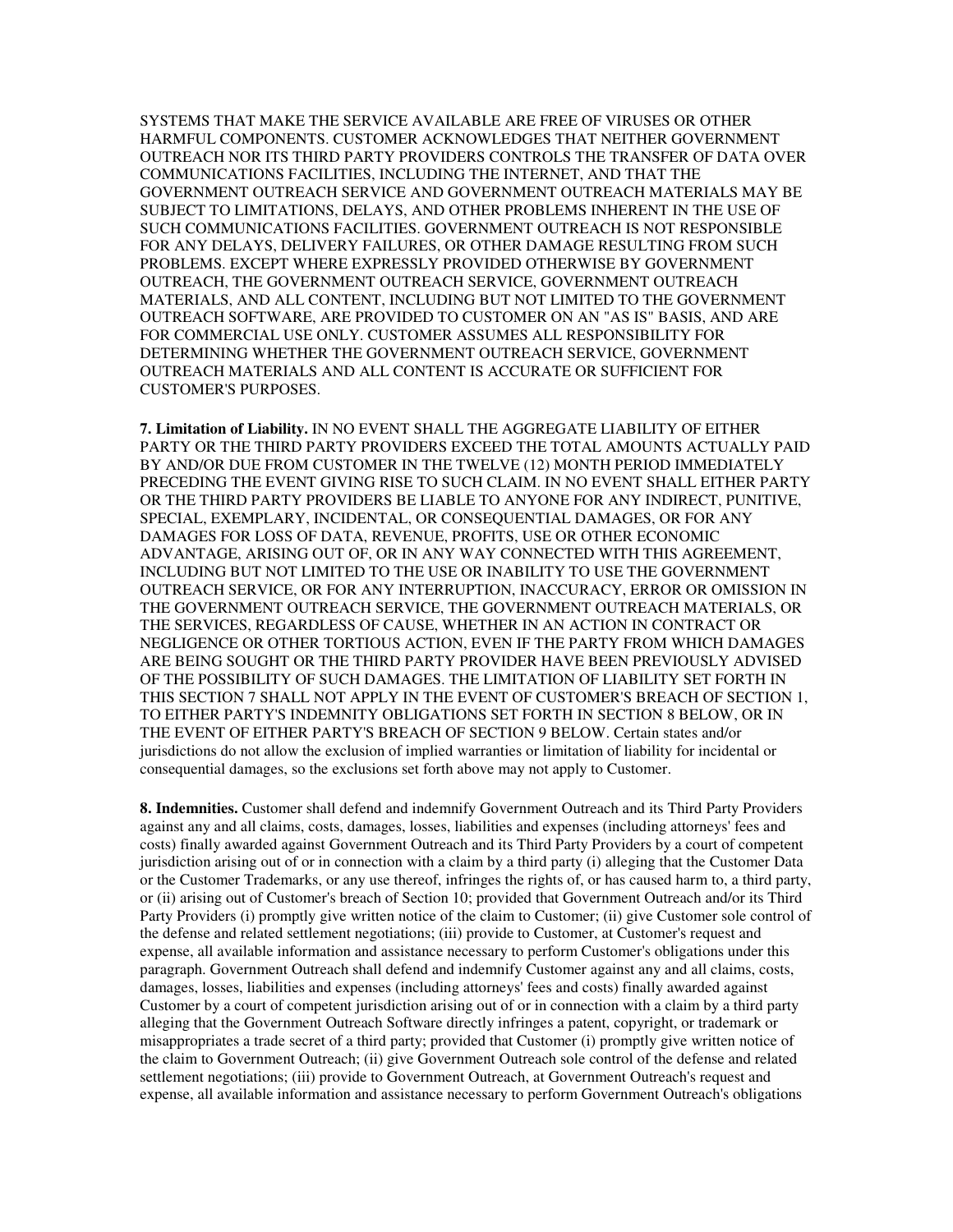SYSTEMS THAT MAKE THE SERVICE AVAILABLE ARE FREE OF VIRUSES OR OTHER HARMFUL COMPONENTS. CUSTOMER ACKNOWLEDGES THAT NEITHER GOVERNMENT OUTREACH NOR ITS THIRD PARTY PROVIDERS CONTROLS THE TRANSFER OF DATA OVER COMMUNICATIONS FACILITIES, INCLUDING THE INTERNET, AND THAT THE GOVERNMENT OUTREACH SERVICE AND GOVERNMENT OUTREACH MATERIALS MAY BE SUBJECT TO LIMITATIONS, DELAYS, AND OTHER PROBLEMS INHERENT IN THE USE OF SUCH COMMUNICATIONS FACILITIES. GOVERNMENT OUTREACH IS NOT RESPONSIBLE FOR ANY DELAYS, DELIVERY FAILURES, OR OTHER DAMAGE RESULTING FROM SUCH PROBLEMS. EXCEPT WHERE EXPRESSLY PROVIDED OTHERWISE BY GOVERNMENT OUTREACH, THE GOVERNMENT OUTREACH SERVICE, GOVERNMENT OUTREACH MATERIALS, AND ALL CONTENT, INCLUDING BUT NOT LIMITED TO THE GOVERNMENT OUTREACH SOFTWARE, ARE PROVIDED TO CUSTOMER ON AN "AS IS" BASIS, AND ARE FOR COMMERCIAL USE ONLY. CUSTOMER ASSUMES ALL RESPONSIBILITY FOR DETERMINING WHETHER THE GOVERNMENT OUTREACH SERVICE, GOVERNMENT OUTREACH MATERIALS AND ALL CONTENT IS ACCURATE OR SUFFICIENT FOR CUSTOMER'S PURPOSES.

**7. Limitation of Liability.** IN NO EVENT SHALL THE AGGREGATE LIABILITY OF EITHER PARTY OR THE THIRD PARTY PROVIDERS EXCEED THE TOTAL AMOUNTS ACTUALLY PAID BY AND/OR DUE FROM CUSTOMER IN THE TWELVE (12) MONTH PERIOD IMMEDIATELY PRECEDING THE EVENT GIVING RISE TO SUCH CLAIM. IN NO EVENT SHALL EITHER PARTY OR THE THIRD PARTY PROVIDERS BE LIABLE TO ANYONE FOR ANY INDIRECT, PUNITIVE, SPECIAL, EXEMPLARY, INCIDENTAL, OR CONSEQUENTIAL DAMAGES, OR FOR ANY DAMAGES FOR LOSS OF DATA, REVENUE, PROFITS, USE OR OTHER ECONOMIC ADVANTAGE, ARISING OUT OF, OR IN ANY WAY CONNECTED WITH THIS AGREEMENT, INCLUDING BUT NOT LIMITED TO THE USE OR INABILITY TO USE THE GOVERNMENT OUTREACH SERVICE, OR FOR ANY INTERRUPTION, INACCURACY, ERROR OR OMISSION IN THE GOVERNMENT OUTREACH SERVICE, THE GOVERNMENT OUTREACH MATERIALS, OR THE SERVICES, REGARDLESS OF CAUSE, WHETHER IN AN ACTION IN CONTRACT OR NEGLIGENCE OR OTHER TORTIOUS ACTION, EVEN IF THE PARTY FROM WHICH DAMAGES ARE BEING SOUGHT OR THE THIRD PARTY PROVIDER HAVE BEEN PREVIOUSLY ADVISED OF THE POSSIBILITY OF SUCH DAMAGES. THE LIMITATION OF LIABILITY SET FORTH IN THIS SECTION 7 SHALL NOT APPLY IN THE EVENT OF CUSTOMER'S BREACH OF SECTION 1, TO EITHER PARTY'S INDEMNITY OBLIGATIONS SET FORTH IN SECTION 8 BELOW, OR IN THE EVENT OF EITHER PARTY'S BREACH OF SECTION 9 BELOW. Certain states and/or jurisdictions do not allow the exclusion of implied warranties or limitation of liability for incidental or consequential damages, so the exclusions set forth above may not apply to Customer.

**8. Indemnities.** Customer shall defend and indemnify Government Outreach and its Third Party Providers against any and all claims, costs, damages, losses, liabilities and expenses (including attorneys' fees and costs) finally awarded against Government Outreach and its Third Party Providers by a court of competent jurisdiction arising out of or in connection with a claim by a third party (i) alleging that the Customer Data or the Customer Trademarks, or any use thereof, infringes the rights of, or has caused harm to, a third party, or (ii) arising out of Customer's breach of Section 10; provided that Government Outreach and/or its Third Party Providers (i) promptly give written notice of the claim to Customer; (ii) give Customer sole control of the defense and related settlement negotiations; (iii) provide to Customer, at Customer's request and expense, all available information and assistance necessary to perform Customer's obligations under this paragraph. Government Outreach shall defend and indemnify Customer against any and all claims, costs, damages, losses, liabilities and expenses (including attorneys' fees and costs) finally awarded against Customer by a court of competent jurisdiction arising out of or in connection with a claim by a third party alleging that the Government Outreach Software directly infringes a patent, copyright, or trademark or misappropriates a trade secret of a third party; provided that Customer (i) promptly give written notice of the claim to Government Outreach; (ii) give Government Outreach sole control of the defense and related settlement negotiations; (iii) provide to Government Outreach, at Government Outreach's request and expense, all available information and assistance necessary to perform Government Outreach's obligations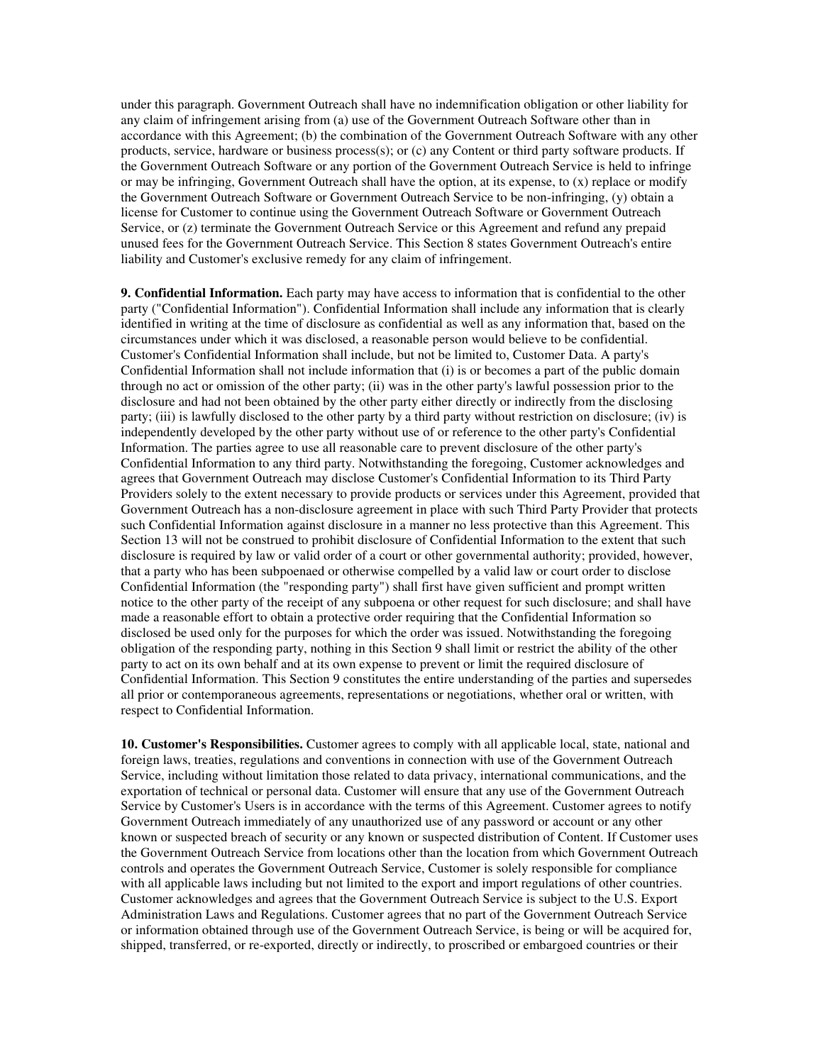under this paragraph. Government Outreach shall have no indemnification obligation or other liability for any claim of infringement arising from (a) use of the Government Outreach Software other than in accordance with this Agreement; (b) the combination of the Government Outreach Software with any other products, service, hardware or business process(s); or (c) any Content or third party software products. If the Government Outreach Software or any portion of the Government Outreach Service is held to infringe or may be infringing, Government Outreach shall have the option, at its expense, to (x) replace or modify the Government Outreach Software or Government Outreach Service to be non-infringing, (y) obtain a license for Customer to continue using the Government Outreach Software or Government Outreach Service, or (z) terminate the Government Outreach Service or this Agreement and refund any prepaid unused fees for the Government Outreach Service. This Section 8 states Government Outreach's entire liability and Customer's exclusive remedy for any claim of infringement.

**9. Confidential Information.** Each party may have access to information that is confidential to the other party ("Confidential Information"). Confidential Information shall include any information that is clearly identified in writing at the time of disclosure as confidential as well as any information that, based on the circumstances under which it was disclosed, a reasonable person would believe to be confidential. Customer's Confidential Information shall include, but not be limited to, Customer Data. A party's Confidential Information shall not include information that (i) is or becomes a part of the public domain through no act or omission of the other party; (ii) was in the other party's lawful possession prior to the disclosure and had not been obtained by the other party either directly or indirectly from the disclosing party; (iii) is lawfully disclosed to the other party by a third party without restriction on disclosure; (iv) is independently developed by the other party without use of or reference to the other party's Confidential Information. The parties agree to use all reasonable care to prevent disclosure of the other party's Confidential Information to any third party. Notwithstanding the foregoing, Customer acknowledges and agrees that Government Outreach may disclose Customer's Confidential Information to its Third Party Providers solely to the extent necessary to provide products or services under this Agreement, provided that Government Outreach has a non-disclosure agreement in place with such Third Party Provider that protects such Confidential Information against disclosure in a manner no less protective than this Agreement. This Section 13 will not be construed to prohibit disclosure of Confidential Information to the extent that such disclosure is required by law or valid order of a court or other governmental authority; provided, however, that a party who has been subpoenaed or otherwise compelled by a valid law or court order to disclose Confidential Information (the "responding party") shall first have given sufficient and prompt written notice to the other party of the receipt of any subpoena or other request for such disclosure; and shall have made a reasonable effort to obtain a protective order requiring that the Confidential Information so disclosed be used only for the purposes for which the order was issued. Notwithstanding the foregoing obligation of the responding party, nothing in this Section 9 shall limit or restrict the ability of the other party to act on its own behalf and at its own expense to prevent or limit the required disclosure of Confidential Information. This Section 9 constitutes the entire understanding of the parties and supersedes all prior or contemporaneous agreements, representations or negotiations, whether oral or written, with respect to Confidential Information.

**10. Customer's Responsibilities.** Customer agrees to comply with all applicable local, state, national and foreign laws, treaties, regulations and conventions in connection with use of the Government Outreach Service, including without limitation those related to data privacy, international communications, and the exportation of technical or personal data. Customer will ensure that any use of the Government Outreach Service by Customer's Users is in accordance with the terms of this Agreement. Customer agrees to notify Government Outreach immediately of any unauthorized use of any password or account or any other known or suspected breach of security or any known or suspected distribution of Content. If Customer uses the Government Outreach Service from locations other than the location from which Government Outreach controls and operates the Government Outreach Service, Customer is solely responsible for compliance with all applicable laws including but not limited to the export and import regulations of other countries. Customer acknowledges and agrees that the Government Outreach Service is subject to the U.S. Export Administration Laws and Regulations. Customer agrees that no part of the Government Outreach Service or information obtained through use of the Government Outreach Service, is being or will be acquired for, shipped, transferred, or re-exported, directly or indirectly, to proscribed or embargoed countries or their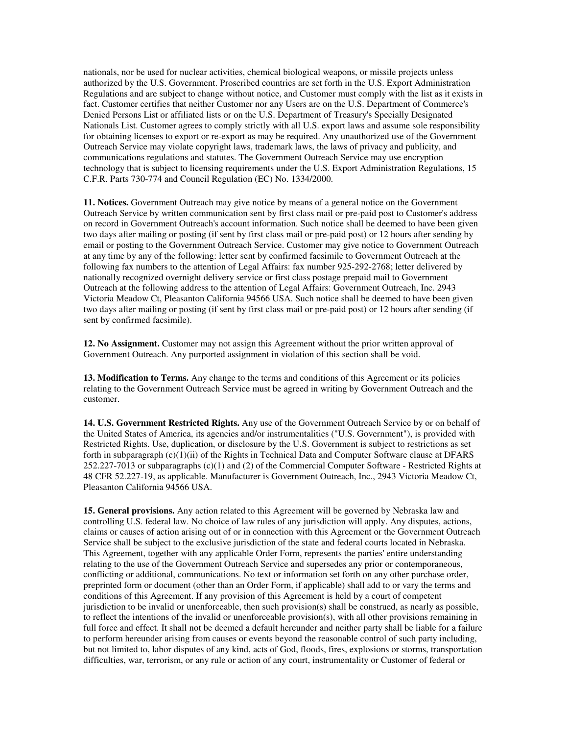nationals, nor be used for nuclear activities, chemical biological weapons, or missile projects unless authorized by the U.S. Government. Proscribed countries are set forth in the U.S. Export Administration Regulations and are subject to change without notice, and Customer must comply with the list as it exists in fact. Customer certifies that neither Customer nor any Users are on the U.S. Department of Commerce's Denied Persons List or affiliated lists or on the U.S. Department of Treasury's Specially Designated Nationals List. Customer agrees to comply strictly with all U.S. export laws and assume sole responsibility for obtaining licenses to export or re-export as may be required. Any unauthorized use of the Government Outreach Service may violate copyright laws, trademark laws, the laws of privacy and publicity, and communications regulations and statutes. The Government Outreach Service may use encryption technology that is subject to licensing requirements under the U.S. Export Administration Regulations, 15 C.F.R. Parts 730-774 and Council Regulation (EC) No. 1334/2000.

**11. Notices.** Government Outreach may give notice by means of a general notice on the Government Outreach Service by written communication sent by first class mail or pre-paid post to Customer's address on record in Government Outreach's account information. Such notice shall be deemed to have been given two days after mailing or posting (if sent by first class mail or pre-paid post) or 12 hours after sending by email or posting to the Government Outreach Service. Customer may give notice to Government Outreach at any time by any of the following: letter sent by confirmed facsimile to Government Outreach at the following fax numbers to the attention of Legal Affairs: fax number 925-292-2768; letter delivered by nationally recognized overnight delivery service or first class postage prepaid mail to Government Outreach at the following address to the attention of Legal Affairs: Government Outreach, Inc. 2943 Victoria Meadow Ct, Pleasanton California 94566 USA. Such notice shall be deemed to have been given two days after mailing or posting (if sent by first class mail or pre-paid post) or 12 hours after sending (if sent by confirmed facsimile).

**12. No Assignment.** Customer may not assign this Agreement without the prior written approval of Government Outreach. Any purported assignment in violation of this section shall be void.

**13. Modification to Terms.** Any change to the terms and conditions of this Agreement or its policies relating to the Government Outreach Service must be agreed in writing by Government Outreach and the customer.

**14. U.S. Government Restricted Rights.** Any use of the Government Outreach Service by or on behalf of the United States of America, its agencies and/or instrumentalities ("U.S. Government"), is provided with Restricted Rights. Use, duplication, or disclosure by the U.S. Government is subject to restrictions as set forth in subparagraph (c)(1)(ii) of the Rights in Technical Data and Computer Software clause at DFARS 252.227-7013 or subparagraphs (c)(1) and (2) of the Commercial Computer Software - Restricted Rights at 48 CFR 52.227-19, as applicable. Manufacturer is Government Outreach, Inc., 2943 Victoria Meadow Ct, Pleasanton California 94566 USA.

**15. General provisions.** Any action related to this Agreement will be governed by Nebraska law and controlling U.S. federal law. No choice of law rules of any jurisdiction will apply. Any disputes, actions, claims or causes of action arising out of or in connection with this Agreement or the Government Outreach Service shall be subject to the exclusive jurisdiction of the state and federal courts located in Nebraska. This Agreement, together with any applicable Order Form, represents the parties' entire understanding relating to the use of the Government Outreach Service and supersedes any prior or contemporaneous, conflicting or additional, communications. No text or information set forth on any other purchase order, preprinted form or document (other than an Order Form, if applicable) shall add to or vary the terms and conditions of this Agreement. If any provision of this Agreement is held by a court of competent jurisdiction to be invalid or unenforceable, then such provision(s) shall be construed, as nearly as possible, to reflect the intentions of the invalid or unenforceable provision(s), with all other provisions remaining in full force and effect. It shall not be deemed a default hereunder and neither party shall be liable for a failure to perform hereunder arising from causes or events beyond the reasonable control of such party including, but not limited to, labor disputes of any kind, acts of God, floods, fires, explosions or storms, transportation difficulties, war, terrorism, or any rule or action of any court, instrumentality or Customer of federal or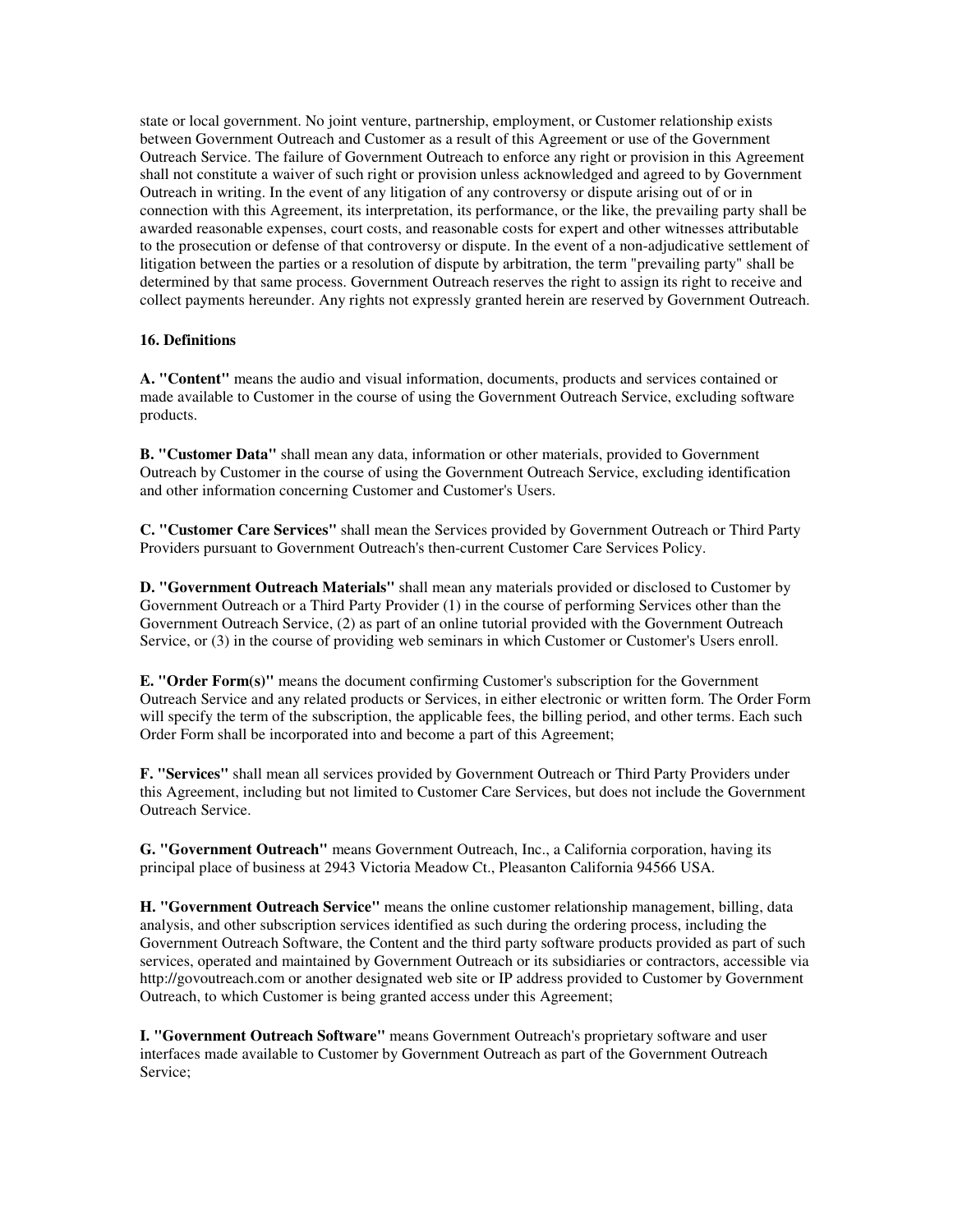state or local government. No joint venture, partnership, employment, or Customer relationship exists between Government Outreach and Customer as a result of this Agreement or use of the Government Outreach Service. The failure of Government Outreach to enforce any right or provision in this Agreement shall not constitute a waiver of such right or provision unless acknowledged and agreed to by Government Outreach in writing. In the event of any litigation of any controversy or dispute arising out of or in connection with this Agreement, its interpretation, its performance, or the like, the prevailing party shall be awarded reasonable expenses, court costs, and reasonable costs for expert and other witnesses attributable to the prosecution or defense of that controversy or dispute. In the event of a non-adjudicative settlement of litigation between the parties or a resolution of dispute by arbitration, the term "prevailing party" shall be determined by that same process. Government Outreach reserves the right to assign its right to receive and collect payments hereunder. Any rights not expressly granted herein are reserved by Government Outreach.

**16. Definitions**

**A. "Content"** means the audio and visual information, documents, products and services contained or made available to Customer in the course of using the Government Outreach Service, excluding software products.

**B. "Customer Data"** shall mean any data, information or other materials, provided to Government Outreach by Customer in the course of using the Government Outreach Service, excluding identification and other information concerning Customer and Customer's Users.

**C. "Customer Care Services"** shall mean the Services provided by Government Outreach or Third Party Providers pursuant to Government Outreach's then-current Customer Care Services Policy.

**D. "Government Outreach Materials"** shall mean any materials provided or disclosed to Customer by Government Outreach or a Third Party Provider (1) in the course of performing Services other than the Government Outreach Service, (2) as part of an online tutorial provided with the Government Outreach Service, or (3) in the course of providing web seminars in which Customer or Customer's Users enroll.

**E. "Order Form(s)"** means the document confirming Customer's subscription for the Government Outreach Service and any related products or Services, in either electronic or written form. The Order Form will specify the term of the subscription, the applicable fees, the billing period, and other terms. Each such Order Form shall be incorporated into and become a part of this Agreement;

**F. "Services"** shall mean all services provided by Government Outreach or Third Party Providers under this Agreement, including but not limited to Customer Care Services, but does not include the Government Outreach Service.

**G. "Government Outreach"** means Government Outreach, Inc., a California corporation, having its principal place of business at 2943 Victoria Meadow Ct., Pleasanton California 94566 USA.

**H. "Government Outreach Service"** means the online customer relationship management, billing, data analysis, and other subscription services identified as such during the ordering process, including the Government Outreach Software, the Content and the third party software products provided as part of such services, operated and maintained by Government Outreach or its subsidiaries or contractors, accessible via http://govoutreach.com or another designated web site or IP address provided to Customer by Government Outreach, to which Customer is being granted access under this Agreement;

**I. "Government Outreach Software"** means Government Outreach's proprietary software and user interfaces made available to Customer by Government Outreach as part of the Government Outreach Service;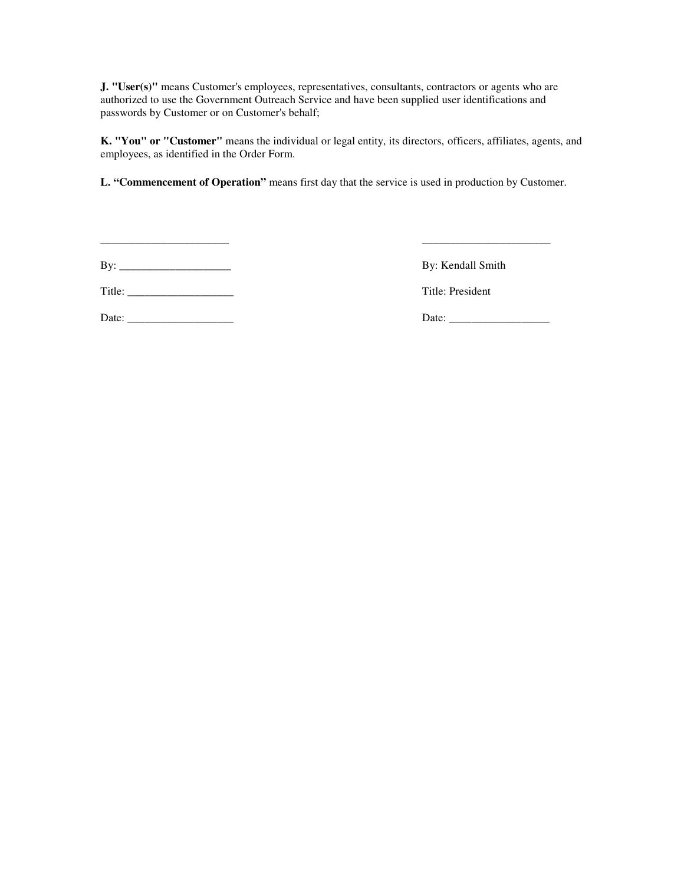**J. "User(s)"** means Customer's employees, representatives, consultants, contractors or agents who are authorized to use the Government Outreach Service and have been supplied user identifications and passwords by Customer or on Customer's behalf;

**K. "You" or "Customer"** means the individual or legal entity, its directors, officers, affiliates, agents, and employees, as identified in the Order Form.

**L. "Commencement of Operation"** means first day that the service is used in production by Customer.

| | |
|---|---|
| _______________________ | _______________________ |
| By: ____________________ | By: Kendall Smith |
| Title: ___________________ | Title: President |
| Date: ___________________ | Date: __________________ |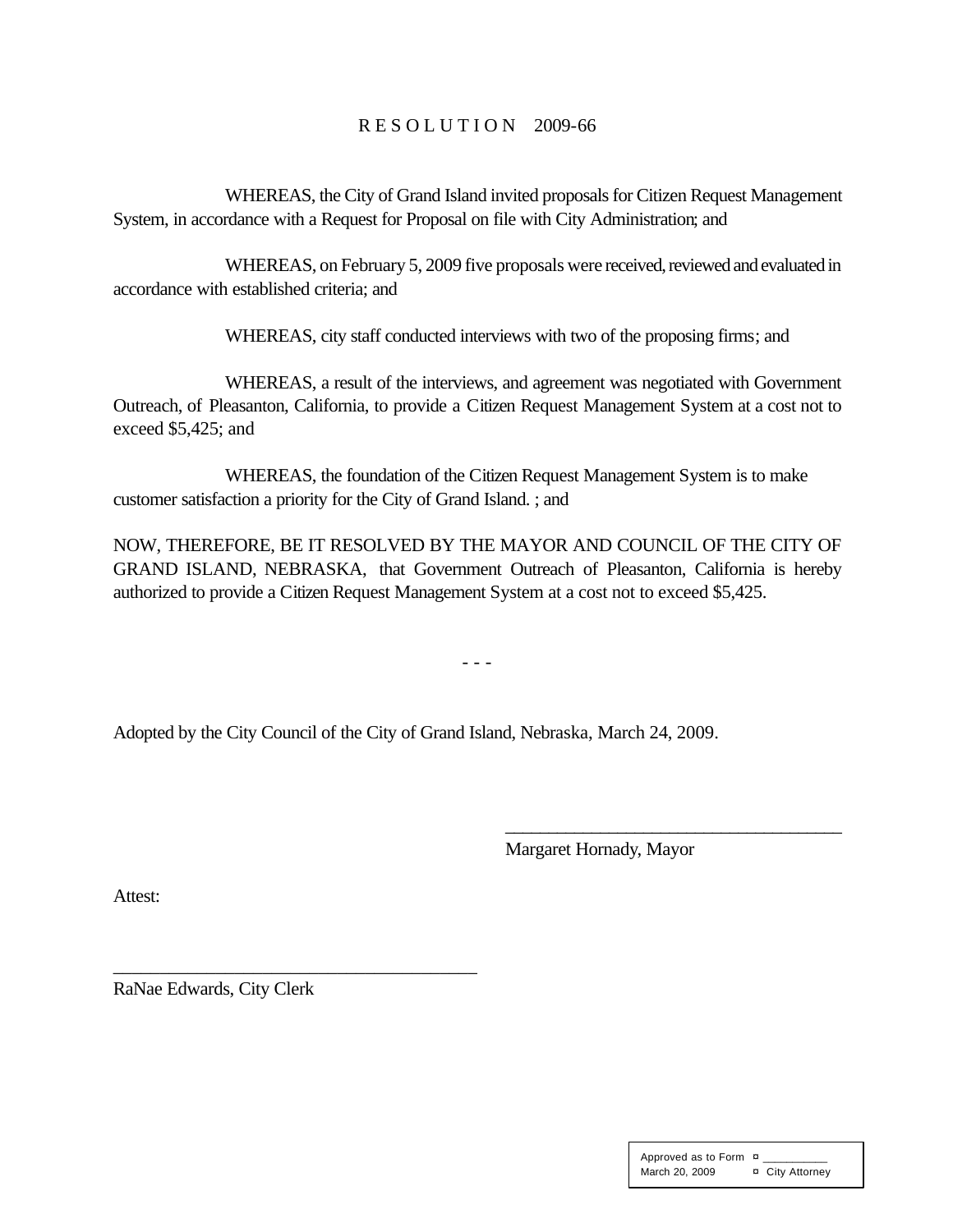# R E S O L U T I O N 2009-66

WHEREAS, the City of Grand Island invited proposals for Citizen Request Management System, in accordance with a Request for Proposal on file with City Administration; and

WHEREAS, on February 5, 2009 five proposals were received, reviewed and evaluated in accordance with established criteria; and

WHEREAS, city staff conducted interviews with two of the proposing firms; and

WHEREAS, a result of the interviews, and agreement was negotiated with Government Outreach, of Pleasanton, California, to provide a Citizen Request Management System at a cost not to exceed $5,425; and

WHEREAS, the foundation of the Citizen Request Management System is to make customer satisfaction a priority for the City of Grand Island. ; and

NOW, THEREFORE, BE IT RESOLVED BY THE MAYOR AND COUNCIL OF THE CITY OF GRAND ISLAND, NEBRASKA, that Government Outreach of Pleasanton, California is hereby authorized to provide a Citizen Request Management System at a cost not to exceed $5,425.

- - -

Adopted by the City Council of the City of Grand Island, Nebraska, March 24, 2009.

\_\_\_\_\_\_\_\_\_\_\_\_\_\_\_\_\_\_\_\_\_\_\_\_\_\_\_\_\_\_\_\_\_\_\_\_\_

Margaret Hornady, Mayor

Attest:

\_\_\_\_\_\_\_\_\_\_\_\_\_\_\_\_\_\_\_\_\_\_\_\_\_\_\_\_\_\_\_\_\_\_\_\_\_\_\_\_

RaNae Edwards, City Clerk

| | |
|---|---|
| Approved as to Form ¤ \_\_\_\_\_\_\_\_\_\_ | |
| March 20, 2009 | ¤ City Attorney |